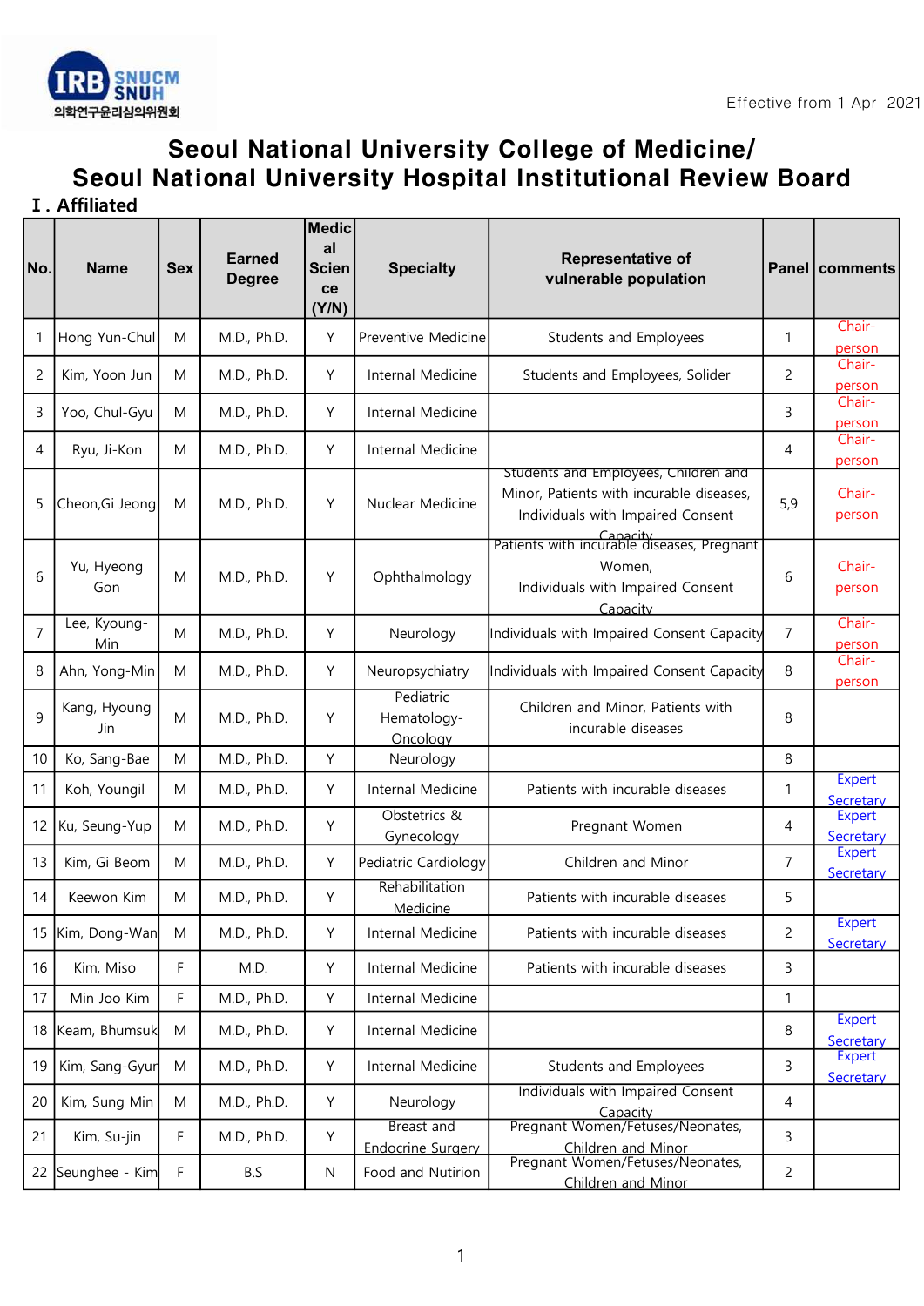Effective from 1 Apr 2021

# Seoul National University College of Medicine/ Seoul National University Hospital Institutional Review Board

## Ⅰ. Affiliated

| No. | Name | Sex | Earned Degree | Medical Science (Y/N) | Specialty | Representative of vulnerable population | Panel | comments |
|---|---|---|---|---|---|---|---|---|
| 1 | Hong Yun-Chul | M | M.D., Ph.D. | Y | Preventive Medicine | Students and Employees | 1 | Chair-person |
| 2 | Kim, Yoon Jun | M | M.D., Ph.D. | Y | Internal Medicine | Students and Employees, Solider | 2 | Chair-person |
| 3 | Yoo, Chul-Gyu | M | M.D., Ph.D. | Y | Internal Medicine | | 3 | Chair-person |
| 4 | Ryu, Ji-Kon | M | M.D., Ph.D. | Y | Internal Medicine | | 4 | Chair-person |
| 5 | Cheon,Gi Jeong | M | M.D., Ph.D. | Y | Nuclear Medicine | Students and Employees, Children and Minor, Patients with incurable diseases, Individuals with Impaired Consent Capacity | 5,9 | Chair-person |
| 6 | Yu, Hyeong Gon | M | M.D., Ph.D. | Y | Ophthalmology | Patients with incurable diseases, Pregnant Women, Individuals with Impaired Consent Capacity | 6 | Chair-person |
| 7 | Lee, Kyoung-Min | M | M.D., Ph.D. | Y | Neurology | Individuals with Impaired Consent Capacity | 7 | Chair-person |
| 8 | Ahn, Yong-Min | M | M.D., Ph.D. | Y | Neuropsychiatry | Individuals with Impaired Consent Capacity | 8 | Chair-person |
| 9 | Kang, Hyoung Jin | M | M.D., Ph.D. | Y | Pediatric Hematology-Oncology | Children and Minor, Patients with incurable diseases | 8 | |
| 10 | Ko, Sang-Bae | M | M.D., Ph.D. | Y | Neurology | | 8 | |
| 11 | Koh, Youngil | M | M.D., Ph.D. | Y | Internal Medicine | Patients with incurable diseases | 1 | Expert Secretary |
| 12 | Ku, Seung-Yup | M | M.D., Ph.D. | Y | Obstetrics & Gynecology | Pregnant Women | 4 | Expert Secretary |
| 13 | Kim, Gi Beom | M | M.D., Ph.D. | Y | Pediatric Cardiology | Children and Minor | 7 | Expert Secretary |
| 14 | Keewon Kim | M | M.D., Ph.D. | Y | Rehabilitation Medicine | Patients with incurable diseases | 5 | |
| 15 | Kim, Dong-Wan | M | M.D., Ph.D. | Y | Internal Medicine | Patients with incurable diseases | 2 | Expert Secretary |
| 16 | Kim, Miso | F | M.D. | Y | Internal Medicine | Patients with incurable diseases | 3 | |
| 17 | Min Joo Kim | F | M.D., Ph.D. | Y | Internal Medicine | | 1 | |
| 18 | Keam, Bhumsuk | M | M.D., Ph.D. | Y | Internal Medicine | | 8 | Expert Secretary |
| 19 | Kim, Sang-Gyun | M | M.D., Ph.D. | Y | Internal Medicine | Students and Employees | 3 | Expert Secretary |
| 20 | Kim, Sung Min | M | M.D., Ph.D. | Y | Neurology | Individuals with Impaired Consent Capacity | 4 | |
| 21 | Kim, Su-jin | F | M.D., Ph.D. | Y | Breast and Endocrine Surgery | Pregnant Women/Fetuses/Neonates, Children and Minor | 3 | |
| 22 | Seunghee - Kim | F | B.S | N | Food and Nutirion | Pregnant Women/Fetuses/Neonates, Children and Minor | 2 | |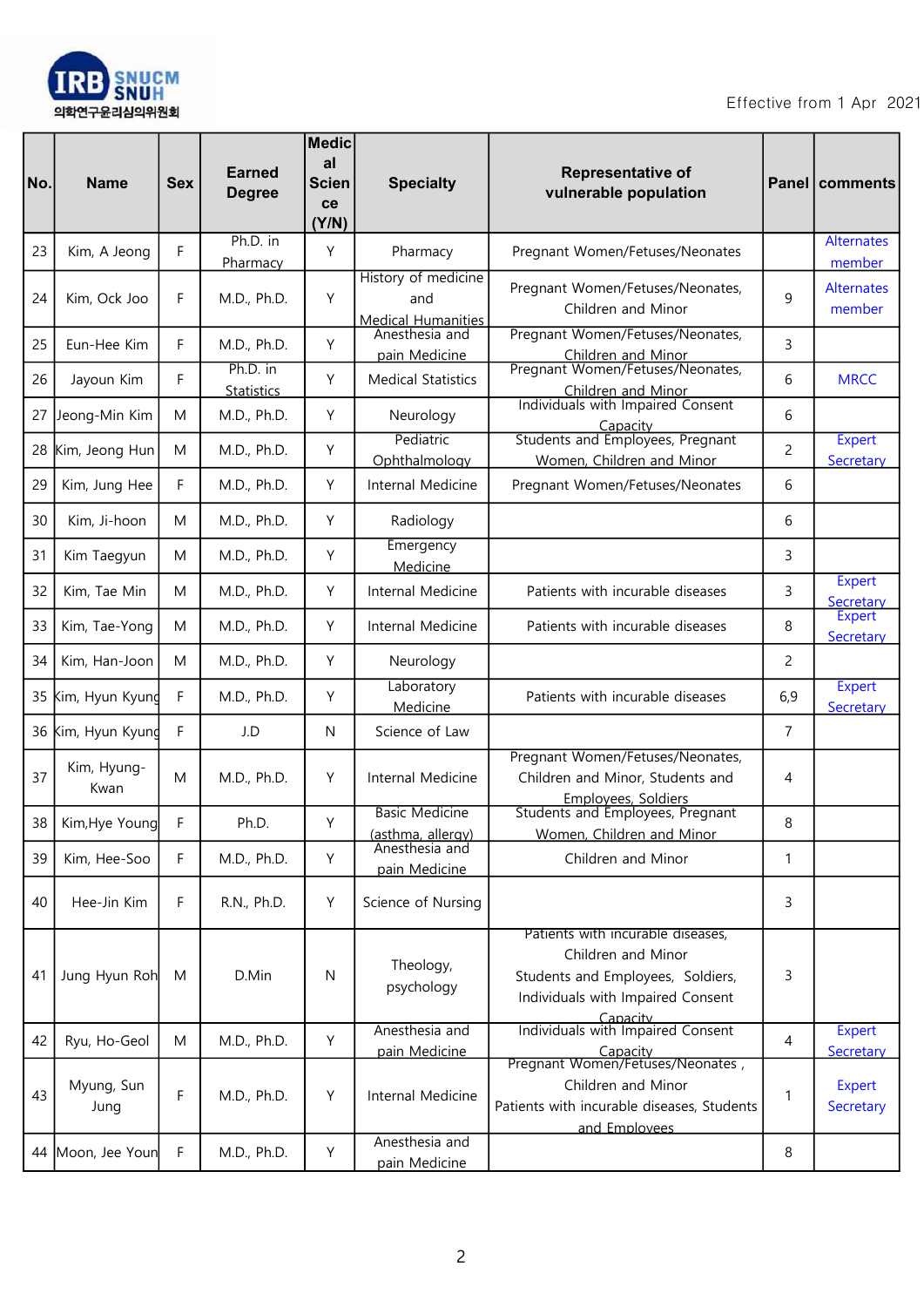Effective from 1 Apr 2021

| No. | Name | Sex | Earned Degree | Medical Science (Y/N) | Specialty | Representative of vulnerable population | Panel | comments |
|---|---|---|---|---|---|---|---|---|
| 23 | Kim, A Jeong | F | Ph.D. in Pharmacy | Y | Pharmacy | Pregnant Women/Fetuses/Neonates | | Alternates member |
| 24 | Kim, Ock Joo | F | M.D., Ph.D. | Y | History of medicine and Medical Humanities | Pregnant Women/Fetuses/Neonates, Children and Minor | 9 | Alternates member |
| 25 | Eun-Hee Kim | F | M.D., Ph.D. | Y | Anesthesia and pain Medicine | Pregnant Women/Fetuses/Neonates, Children and Minor | 3 | |
| 26 | Jayoun Kim | F | Ph.D. in Statistics | Y | Medical Statistics | Pregnant Women/Fetuses/Neonates, Children and Minor | 6 | MRCC |
| 27 | Jeong-Min Kim | M | M.D., Ph.D. | Y | Neurology | Individuals with Impaired Consent Capacity | 6 | |
| 28 | Kim, Jeong Hun | M | M.D., Ph.D. | Y | Pediatric Ophthalmology | Students and Employees, Pregnant Women, Children and Minor | 2 | Expert Secretary |
| 29 | Kim, Jung Hee | F | M.D., Ph.D. | Y | Internal Medicine | Pregnant Women/Fetuses/Neonates | 6 | |
| 30 | Kim, Ji-hoon | M | M.D., Ph.D. | Y | Radiology | | 6 | |
| 31 | Kim Taegyun | M | M.D., Ph.D. | Y | Emergency Medicine | | 3 | |
| 32 | Kim, Tae Min | M | M.D., Ph.D. | Y | Internal Medicine | Patients with incurable diseases | 3 | Expert Secretary |
| 33 | Kim, Tae-Yong | M | M.D., Ph.D. | Y | Internal Medicine | Patients with incurable diseases | 8 | Expert Secretary |
| 34 | Kim, Han-Joon | M | M.D., Ph.D. | Y | Neurology | | 2 | |
| 35 | Kim, Hyun Kyung | F | M.D., Ph.D. | Y | Laboratory Medicine | Patients with incurable diseases | 6,9 | Expert Secretary |
| 36 | Kim, Hyun Kyung | F | J.D | N | Science of Law | | 7 | |
| 37 | Kim, Hyung-Kwan | M | M.D., Ph.D. | Y | Internal Medicine | Pregnant Women/Fetuses/Neonates, Children and Minor, Students and Employees, Soldiers | 4 | |
| 38 | Kim,Hye Young | F | Ph.D. | Y | Basic Medicine (asthma, allergy) | Students and Employees, Pregnant Women, Children and Minor | 8 | |
| 39 | Kim, Hee-Soo | F | M.D., Ph.D. | Y | Anesthesia and pain Medicine | Children and Minor | 1 | |
| 40 | Hee-Jin Kim | F | R.N., Ph.D. | Y | Science of Nursing | | 3 | |
| 41 | Jung Hyun Roh | M | D.Min | N | Theology, psychology | Patients with incurable diseases, Children and Minor Students and Employees, Soldiers, Individuals with Impaired Consent Capacity | 3 | |
| 42 | Ryu, Ho-Geol | M | M.D., Ph.D. | Y | Anesthesia and pain Medicine | Individuals with Impaired Consent Capacity | 4 | Expert Secretary |
| 43 | Myung, Sun Jung | F | M.D., Ph.D. | Y | Internal Medicine | Pregnant Women/Fetuses/Neonates , Children and Minor Patients with incurable diseases, Students and Employees | 1 | Expert Secretary |
| 44 | Moon, Jee Youn | F | M.D., Ph.D. | Y | Anesthesia and pain Medicine | | 8 | |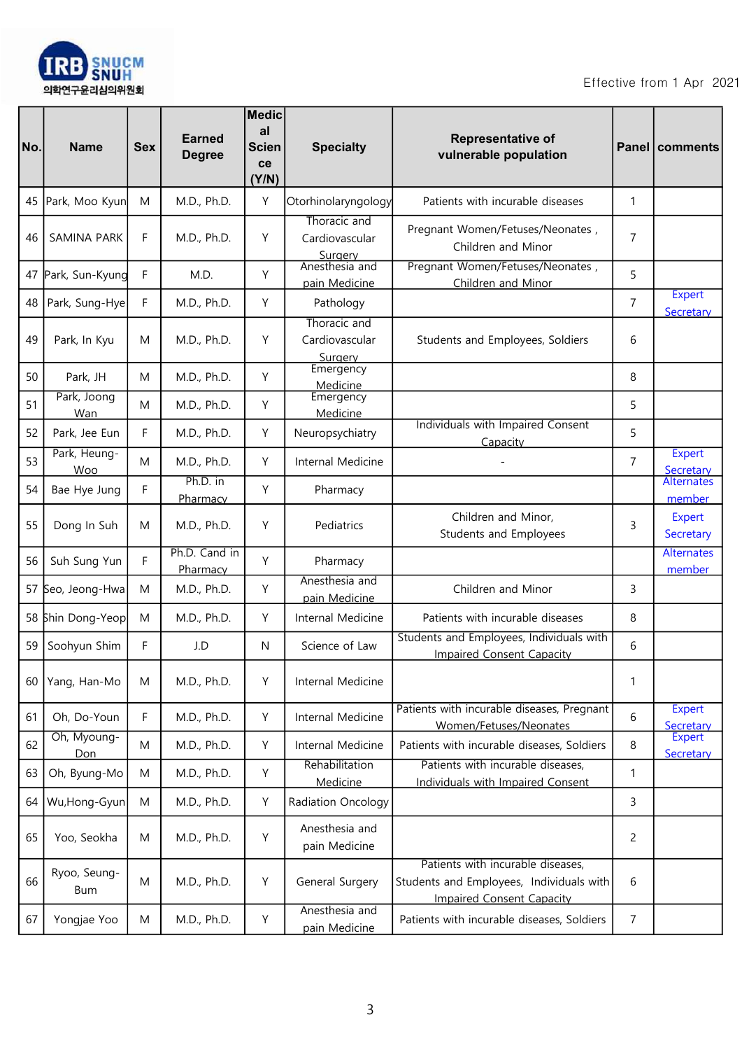Effective from 1 Apr 2021

| No. | Name | Sex | Earned Degree | Medical Science (Y/N) | Specialty | Representative of vulnerable population | Panel | comments |
|---|---|---|---|---|---|---|---|---|
| 45 | Park, Moo Kyun | M | M.D., Ph.D. | Y | Otorhinolaryngology | Patients with incurable diseases | 1 | |
| 46 | SAMINA PARK | F | M.D., Ph.D. | Y | Thoracic and Cardiovascular Surgery | Pregnant Women/Fetuses/Neonates , Children and Minor | 7 | |
| 47 | Park, Sun-Kyung | F | M.D. | Y | Anesthesia and pain Medicine | Pregnant Women/Fetuses/Neonates , Children and Minor | 5 | |
| 48 | Park, Sung-Hye | F | M.D., Ph.D. | Y | Pathology | | 7 | Expert Secretary |
| 49 | Park, In Kyu | M | M.D., Ph.D. | Y | Thoracic and Cardiovascular Surgery | Students and Employees, Soldiers | 6 | |
| 50 | Park, JH | M | M.D., Ph.D. | Y | Emergency Medicine | | 8 | |
| 51 | Park, Joong Wan | M | M.D., Ph.D. | Y | Emergency Medicine | | 5 | |
| 52 | Park, Jee Eun | F | M.D., Ph.D. | Y | Neuropsychiatry | Individuals with Impaired Consent Capacity | 5 | |
| 53 | Park, Heung-Woo | M | M.D., Ph.D. | Y | Internal Medicine | - | 7 | Expert Secretary |
| 54 | Bae Hye Jung | F | Ph.D. in Pharmacy | Y | Pharmacy | | | Alternates member |
| 55 | Dong In Suh | M | M.D., Ph.D. | Y | Pediatrics | Children and Minor, Students and Employees | 3 | Expert Secretary |
| 56 | Suh Sung Yun | F | Ph.D. Cand in Pharmacy | Y | Pharmacy | | | Alternates member |
| 57 | Seo, Jeong-Hwa | M | M.D., Ph.D. | Y | Anesthesia and pain Medicine | Children and Minor | 3 | |
| 58 | Shin Dong-Yeop | M | M.D., Ph.D. | Y | Internal Medicine | Patients with incurable diseases | 8 | |
| 59 | Soohyun Shim | F | J.D | N | Science of Law | Students and Employees, Individuals with Impaired Consent Capacity | 6 | |
| 60 | Yang, Han-Mo | M | M.D., Ph.D. | Y | Internal Medicine | | 1 | |
| 61 | Oh, Do-Youn | F | M.D., Ph.D. | Y | Internal Medicine | Patients with incurable diseases, Pregnant Women/Fetuses/Neonates | 6 | Expert Secretary |
| 62 | Oh, Myoung-Don | M | M.D., Ph.D. | Y | Internal Medicine | Patients with incurable diseases, Soldiers | 8 | Expert Secretary |
| 63 | Oh, Byung-Mo | M | M.D., Ph.D. | Y | Rehabilitation Medicine | Patients with incurable diseases, Individuals with Impaired Consent | 1 | |
| 64 | Wu,Hong-Gyun | M | M.D., Ph.D. | Y | Radiation Oncology | | 3 | |
| 65 | Yoo, Seokha | M | M.D., Ph.D. | Y | Anesthesia and pain Medicine | | 2 | |
| 66 | Ryoo, Seung-Bum | M | M.D., Ph.D. | Y | General Surgery | Patients with incurable diseases, Students and Employees, Individuals with Impaired Consent Capacity | 6 | |
| 67 | Yongjae Yoo | M | M.D., Ph.D. | Y | Anesthesia and pain Medicine | Patients with incurable diseases, Soldiers | 7 | |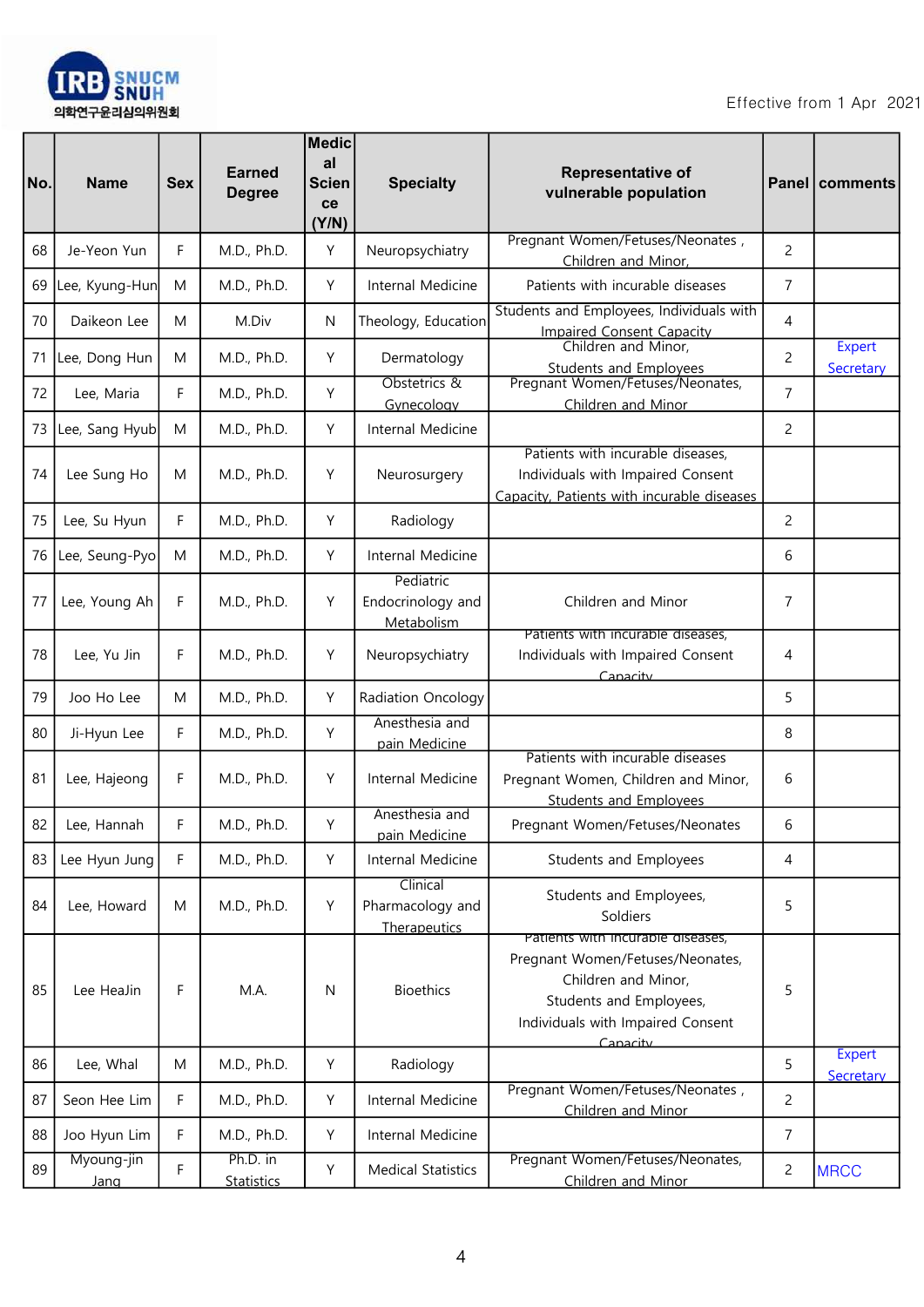Effective from 1 Apr 2021

| No. | Name | Sex | Earned Degree | Medical Science (Y/N) | Specialty | Representative of vulnerable population | Panel | comments |
|---|---|---|---|---|---|---|---|---|
| 68 | Je-Yeon Yun | F | M.D., Ph.D. | Y | Neuropsychiatry | Pregnant Women/Fetuses/Neonates , Children and Minor, | 2 | |
| 69 | Lee, Kyung-Hun | M | M.D., Ph.D. | Y | Internal Medicine | Patients with incurable diseases | 7 | |
| 70 | Daikeon Lee | M | M.Div | N | Theology, Education | Students and Employees, Individuals with Impaired Consent Capacity | 4 | |
| 71 | Lee, Dong Hun | M | M.D., Ph.D. | Y | Dermatology | Children and Minor, Students and Employees | 2 | Expert Secretary |
| 72 | Lee, Maria | F | M.D., Ph.D. | Y | Obstetrics & Gynecology | Pregnant Women/Fetuses/Neonates, Children and Minor | 7 | |
| 73 | Lee, Sang Hyub | M | M.D., Ph.D. | Y | Internal Medicine | | 2 | |
| 74 | Lee Sung Ho | M | M.D., Ph.D. | Y | Neurosurgery | Patients with incurable diseases, Individuals with Impaired Consent Capacity, Patients with incurable diseases | | |
| 75 | Lee, Su Hyun | F | M.D., Ph.D. | Y | Radiology | | 2 | |
| 76 | Lee, Seung-Pyo | M | M.D., Ph.D. | Y | Internal Medicine | | 6 | |
| 77 | Lee, Young Ah | F | M.D., Ph.D. | Y | Pediatric Endocrinology and Metabolism | Children and Minor | 7 | |
| 78 | Lee, Yu Jin | F | M.D., Ph.D. | Y | Neuropsychiatry | Patients with incurable diseases, Individuals with Impaired Consent Capacity | 4 | |
| 79 | Joo Ho Lee | M | M.D., Ph.D. | Y | Radiation Oncology | | 5 | |
| 80 | Ji-Hyun Lee | F | M.D., Ph.D. | Y | Anesthesia and pain Medicine | | 8 | |
| 81 | Lee, Hajeong | F | M.D., Ph.D. | Y | Internal Medicine | Patients with incurable diseases Pregnant Women, Children and Minor, Students and Employees | 6 | |
| 82 | Lee, Hannah | F | M.D., Ph.D. | Y | Anesthesia and pain Medicine | Pregnant Women/Fetuses/Neonates | 6 | |
| 83 | Lee Hyun Jung | F | M.D., Ph.D. | Y | Internal Medicine | Students and Employees | 4 | |
| 84 | Lee, Howard | M | M.D., Ph.D. | Y | Clinical Pharmacology and Therapeutics | Students and Employees, Soldiers | 5 | |
| 85 | Lee HeaJin | F | M.A. | N | Bioethics | Patients with incurable diseases, Pregnant Women/Fetuses/Neonates, Children and Minor, Students and Employees, Individuals with Impaired Consent Capacity | 5 | |
| 86 | Lee, Whal | M | M.D., Ph.D. | Y | Radiology | | 5 | Expert Secretary |
| 87 | Seon Hee Lim | F | M.D., Ph.D. | Y | Internal Medicine | Pregnant Women/Fetuses/Neonates , Children and Minor | 2 | |
| 88 | Joo Hyun Lim | F | M.D., Ph.D. | Y | Internal Medicine | | 7 | |
| 89 | Myoung-jin Jang | F | Ph.D. in Statistics | Y | Medical Statistics | Pregnant Women/Fetuses/Neonates, Children and Minor | 2 | MRCC |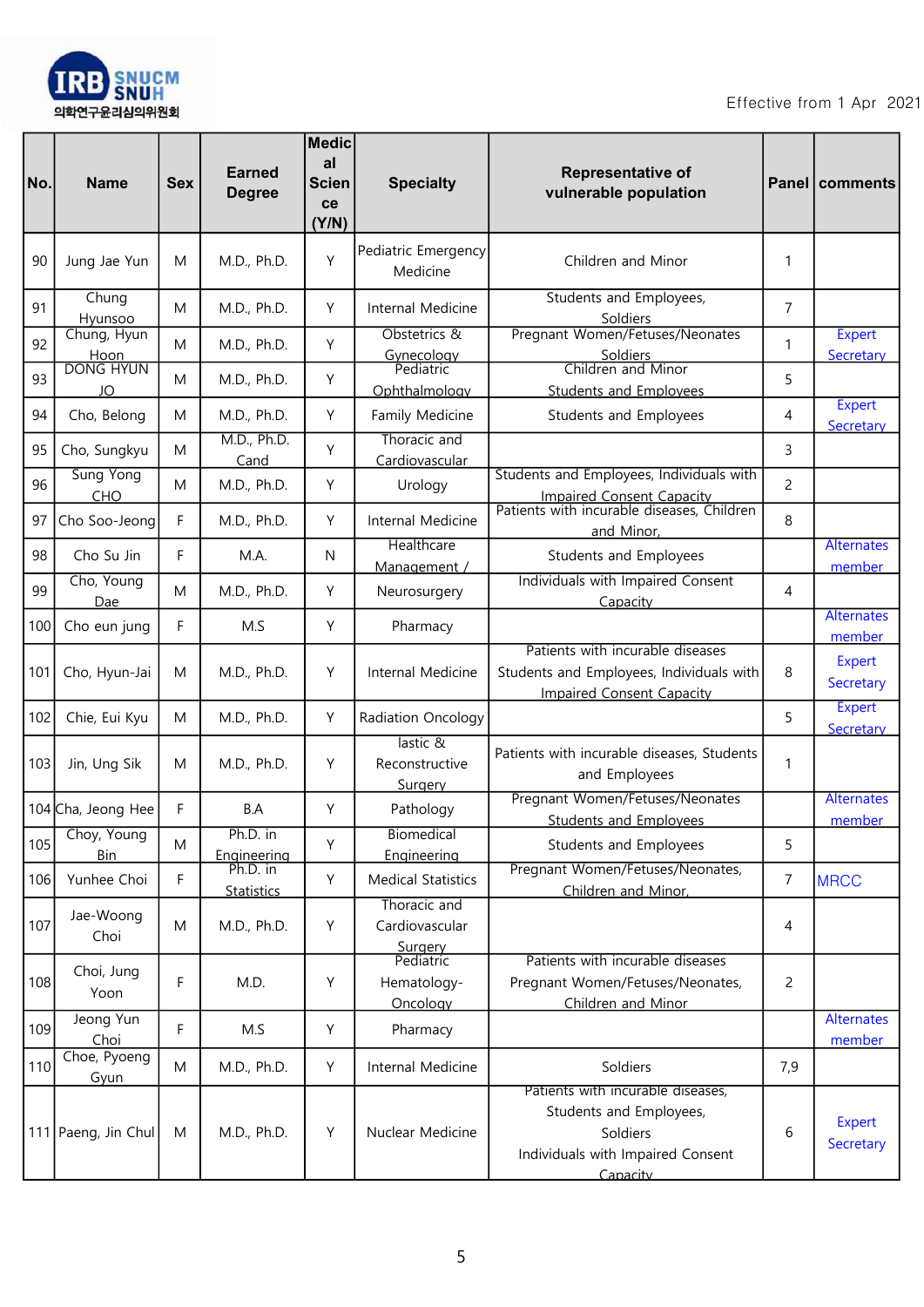IRB SNUCM SNUH 의학연구윤리심의위원회

Effective from 1 Apr 2021

| No. | Name | Sex | Earned Degree | Medical Science (Y/N) | Specialty | Representative of vulnerable population | Panel | comments |
|---|---|---|---|---|---|---|---|---|
| 90 | Jung Jae Yun | M | M.D., Ph.D. | Y | Pediatric Emergency Medicine | Children and Minor | 1 | |
| 91 | Chung Hyunsoo | M | M.D., Ph.D. | Y | Internal Medicine | Students and Employees, Soldiers | 7 | |
| 92 | Chung, Hyun Hoon | M | M.D., Ph.D. | Y | Obstetrics & Gynecology | Pregnant Women/Fetuses/Neonates Soldiers | 1 | Expert Secretary |
| 93 | DONG HYUN JO | M | M.D., Ph.D. | Y | Pediatric Ophthalmology | Children and Minor Students and Employees | 5 | |
| 94 | Cho, Belong | M | M.D., Ph.D. | Y | Family Medicine | Students and Employees | 4 | Expert Secretary |
| 95 | Cho, Sungkyu | M | M.D., Ph.D. Cand | Y | Thoracic and Cardiovascular | | 3 | |
| 96 | Sung Yong CHO | M | M.D., Ph.D. | Y | Urology | Students and Employees, Individuals with Impaired Consent Capacity | 2 | |
| 97 | Cho Soo-Jeong | F | M.D., Ph.D. | Y | Internal Medicine | Patients with incurable diseases, Children and Minor, | 8 | |
| 98 | Cho Su Jin | F | M.A. | N | Healthcare Management / | Students and Employees | | Alternates member |
| 99 | Cho, Young Dae | M | M.D., Ph.D. | Y | Neurosurgery | Individuals with Impaired Consent Capacity | 4 | |
| 100 | Cho eun jung | F | M.S | Y | Pharmacy | | | Alternates member |
| 101 | Cho, Hyun-Jai | M | M.D., Ph.D. | Y | Internal Medicine | Patients with incurable diseases Students and Employees, Individuals with Impaired Consent Capacity | 8 | Expert Secretary |
| 102 | Chie, Eui Kyu | M | M.D., Ph.D. | Y | Radiation Oncology | | 5 | Expert Secretary |
| 103 | Jin, Ung Sik | M | M.D., Ph.D. | Y | lastic & Reconstructive Surgery | Patients with incurable diseases, Students and Employees | 1 | |
| 104 | Cha, Jeong Hee | F | B.A | Y | Pathology | Pregnant Women/Fetuses/Neonates Students and Employees | | Alternates member |
| 105 | Choy, Young Bin | M | Ph.D. in Engineering | Y | Biomedical Engineering | Students and Employees | 5 | |
| 106 | Yunhee Choi | F | Ph.D. in Statistics | Y | Medical Statistics | Pregnant Women/Fetuses/Neonates, Children and Minor, | 7 | MRCC |
| 107 | Jae-Woong Choi | M | M.D., Ph.D. | Y | Thoracic and Cardiovascular Surgery | | 4 | |
| 108 | Choi, Jung Yoon | F | M.D. | Y | Pediatric Hematology-Oncology | Patients with incurable diseases Pregnant Women/Fetuses/Neonates, Children and Minor | 2 | |
| 109 | Jeong Yun Choi | F | M.S | Y | Pharmacy | | | Alternates member |
| 110 | Choe, Pyoeng Gyun | M | M.D., Ph.D. | Y | Internal Medicine | Soldiers | 7,9 | |
| 111 | Paeng, Jin Chul | M | M.D., Ph.D. | Y | Nuclear Medicine | Patients with incurable diseases, Students and Employees, Soldiers Individuals with Impaired Consent Capacity | 6 | Expert Secretary |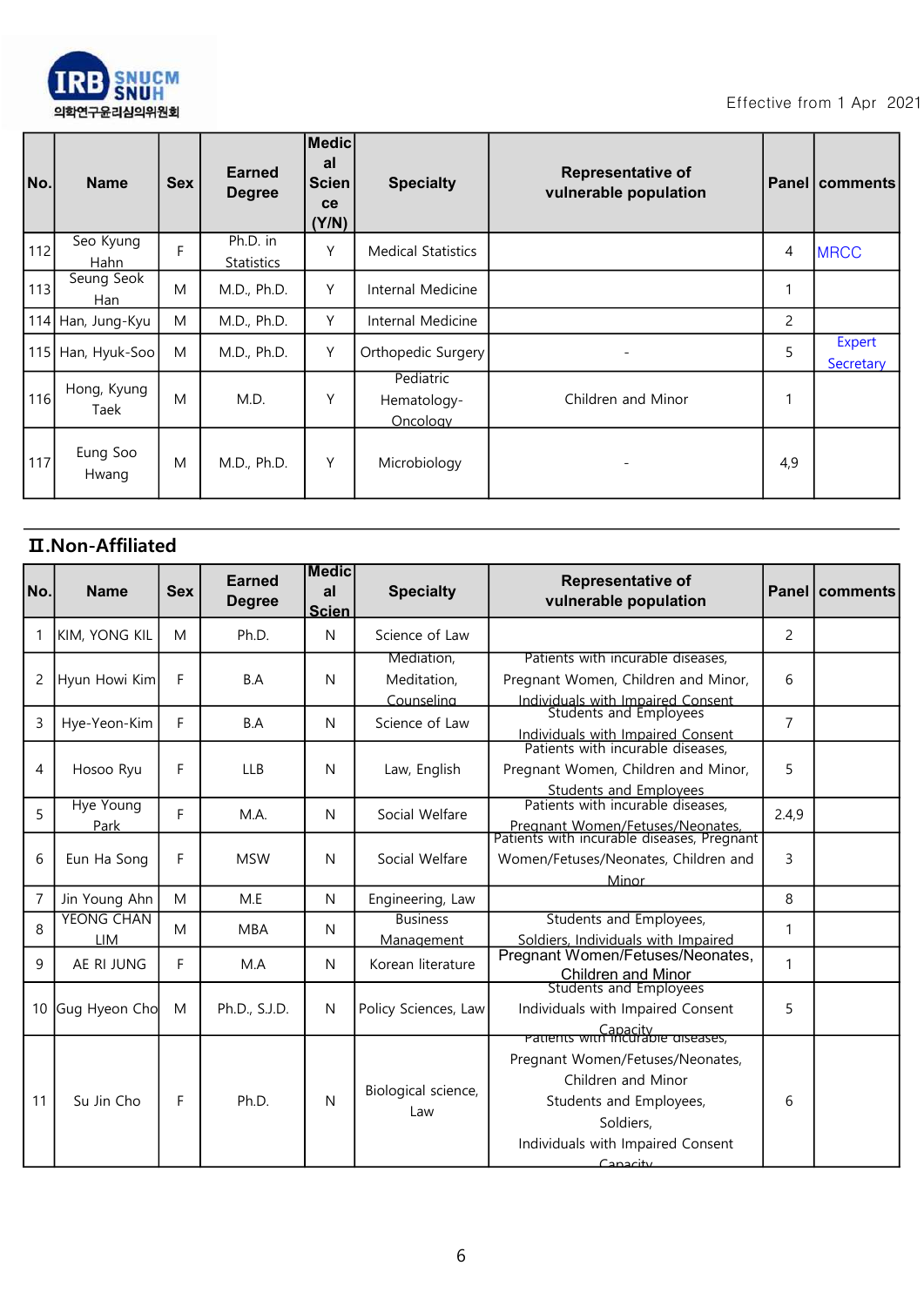Effective from 1 Apr 2021

| No. | Name | Sex | Earned Degree | Medical Science (Y/N) | Specialty | Representative of vulnerable population | Panel | comments |
|---|---|---|---|---|---|---|---|---|
| 112 | Seo Kyung Hahn | F | Ph.D. in Statistics | Y | Medical Statistics | | 4 | MRCC |
| 113 | Seung Seok Han | M | M.D., Ph.D. | Y | Internal Medicine | | 1 | |
| 114 | Han, Jung-Kyu | M | M.D., Ph.D. | Y | Internal Medicine | | 2 | |
| 115 | Han, Hyuk-Soo | M | M.D., Ph.D. | Y | Orthopedic Surgery | - | 5 | Expert Secretary |
| 116 | Hong, Kyung Taek | M | M.D. | Y | Pediatric Hematology-Oncology | Children and Minor | 1 | |
| 117 | Eung Soo Hwang | M | M.D., Ph.D. | Y | Microbiology | - | 4,9 | |

## II.Non-Affiliated

| No. | Name | Sex | Earned Degree | Medical Scien | Specialty | Representative of vulnerable population | Panel | comments |
|---|---|---|---|---|---|---|---|---|
| 1 | KIM, YONG KIL | M | Ph.D. | N | Science of Law | | 2 | |
| 2 | Hyun Howi Kim | F | B.A | N | Mediation, Meditation, Counseling | Patients with incurable diseases, Pregnant Women, Children and Minor, Individuals with Impaired Consent | 6 | |
| 3 | Hye-Yeon-Kim | F | B.A | N | Science of Law | Students and Employees Individuals with Impaired Consent | 7 | |
| 4 | Hosoo Ryu | F | LLB | N | Law, English | Patients with incurable diseases, Pregnant Women, Children and Minor, Students and Employees | 5 | |
| 5 | Hye Young Park | F | M.A. | N | Social Welfare | Patients with incurable diseases, Pregnant Women/Fetuses/Neonates, | 2,4,9 | |
| 6 | Eun Ha Song | F | MSW | N | Social Welfare | Patients with incurable diseases, Pregnant Women/Fetuses/Neonates, Children and Minor | 3 | |
| 7 | Jin Young Ahn | M | M.E | N | Engineering, Law | | 8 | |
| 8 | YEONG CHAN LIM | M | MBA | N | Business Management | Students and Employees, Soldiers, Individuals with Impaired | 1 | |
| 9 | AE RI JUNG | F | M.A | N | Korean literature | Pregnant Women/Fetuses/Neonates, Children and Minor | 1 | |
| 10 | Gug Hyeon Cho | M | Ph.D., S.J.D. | N | Policy Sciences, Law | Students and Employees Individuals with Impaired Consent Capacity | 5 | |
| 11 | Su Jin Cho | F | Ph.D. | N | Biological science, Law | Patients with incurable diseases, Pregnant Women/Fetuses/Neonates, Children and Minor Students and Employees, Soldiers, Individuals with Impaired Consent Capacity | 6 | |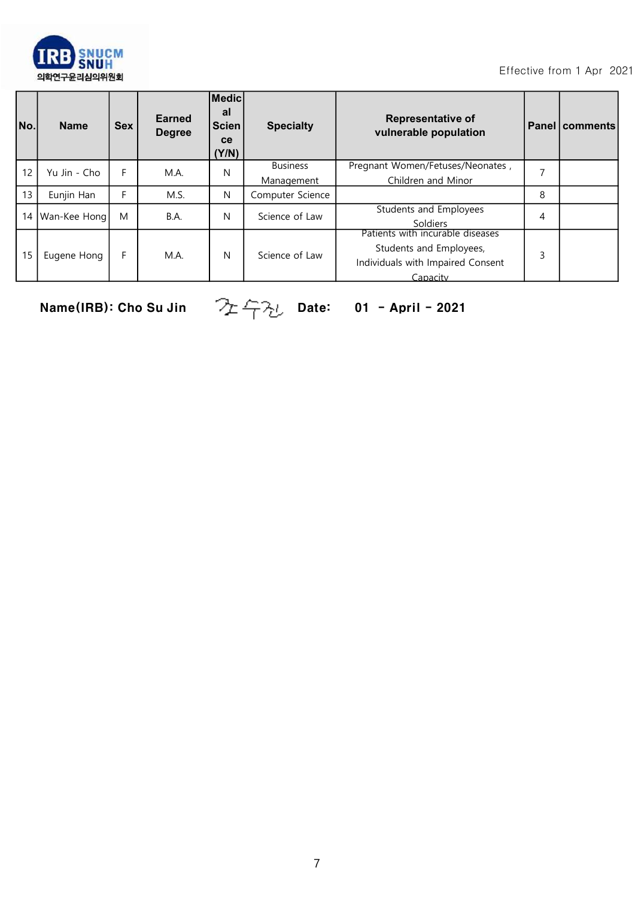Effective from 1 Apr 2021

| No. | Name | Sex | Earned Degree | Medical Science (Y/N) | Specialty | Representative of vulnerable population | Panel | comments |
|---|---|---|---|---|---|---|---|---|
| 12 | Yu Jin - Cho | F | M.A. | N | Business Management | Pregnant Women/Fetuses/Neonates , Children and Minor | 7 | |
| 13 | Eunjin Han | F | M.S. | N | Computer Science | | 8 | |
| 14 | Wan-Kee Hong | M | B.A. | N | Science of Law | Students and Employees Soldiers | 4 | |
| 15 | Eugene Hong | F | M.A. | N | Science of Law | Patients with incurable diseases Students and Employees, Individuals with Impaired Consent Capacity | 3 | |

**Name(IRB): Cho Su Jin** 조수진 **Date: 01 - April - 2021**